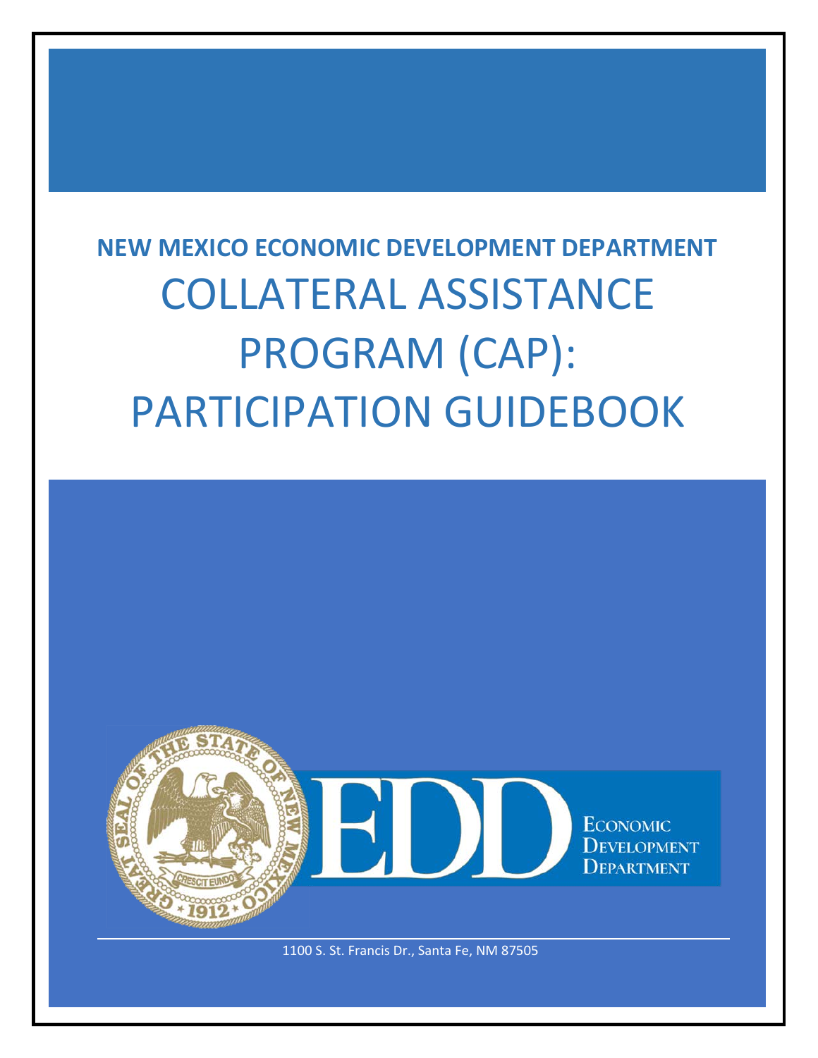**NEW MEXICO ECONOMIC DEVELOPMENT DEPARTMENT**

# COLLATERAL ASSISTANCE PROGRAM (CAP): PARTICIPATION GUIDEBOOK

ECONOMIC DEVELOPMENT DEPARTMENT

1100 S. St. Francis Dr., Santa Fe, NM 87505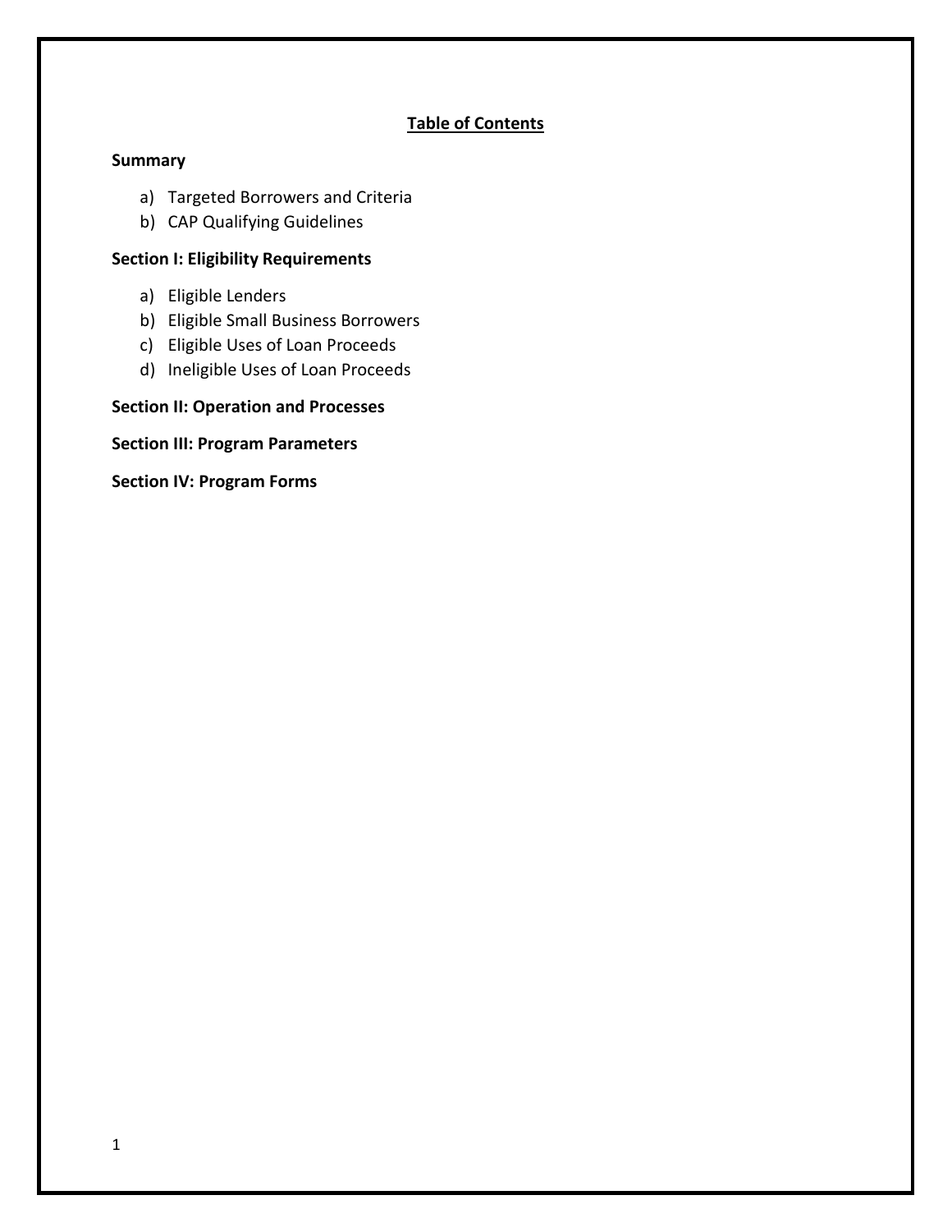## Table of Contents

**Summary**

a) Targeted Borrowers and Criteria
b) CAP Qualifying Guidelines

**Section I: Eligibility Requirements**

a) Eligible Lenders
b) Eligible Small Business Borrowers
c) Eligible Uses of Loan Proceeds
d) Ineligible Uses of Loan Proceeds

**Section II: Operation and Processes**

**Section III: Program Parameters**

**Section IV: Program Forms**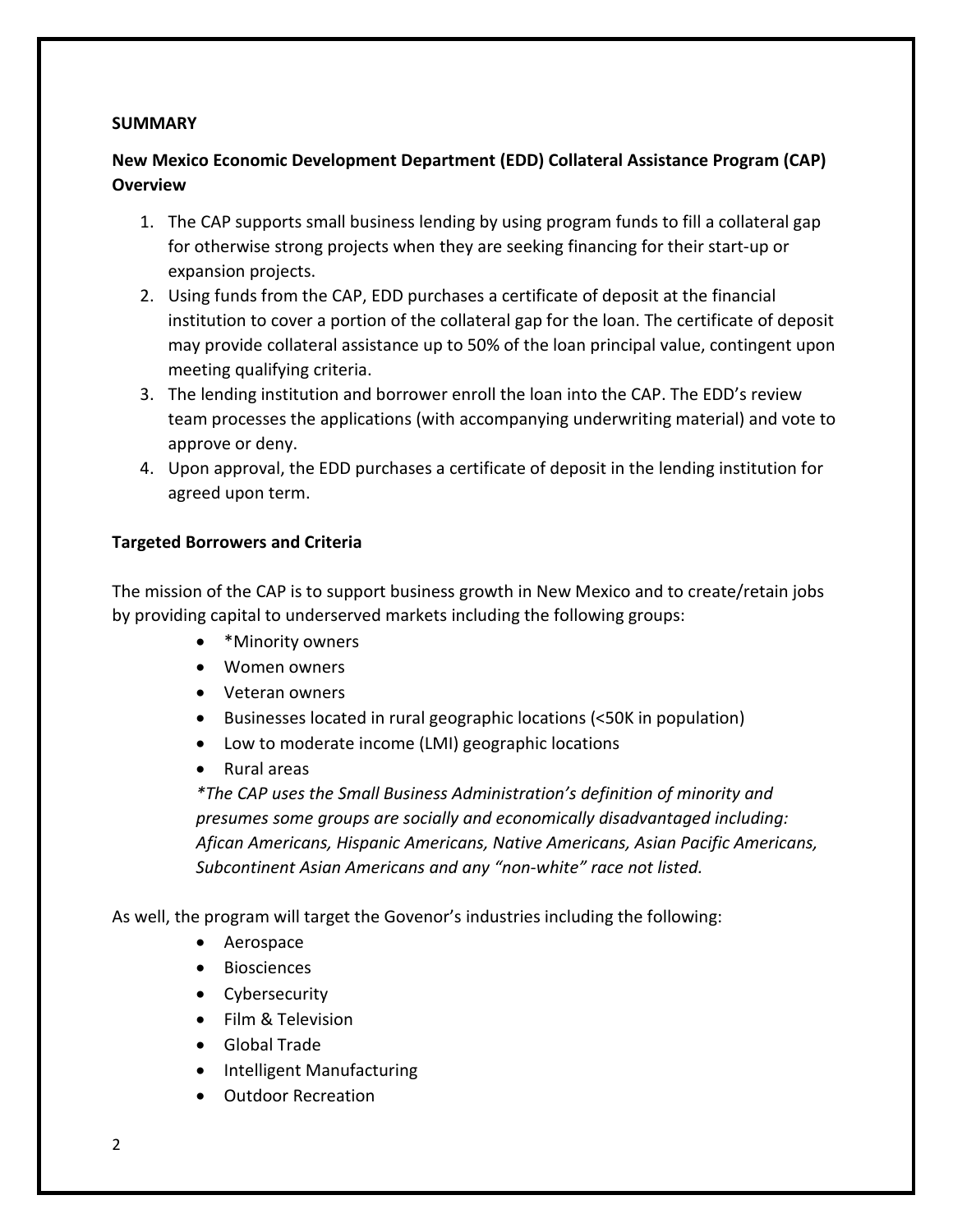**SUMMARY**

**New Mexico Economic Development Department (EDD) Collateral Assistance Program (CAP) Overview**

1. The CAP supports small business lending by using program funds to fill a collateral gap for otherwise strong projects when they are seeking financing for their start-up or expansion projects.
2. Using funds from the CAP, EDD purchases a certificate of deposit at the financial institution to cover a portion of the collateral gap for the loan. The certificate of deposit may provide collateral assistance up to 50% of the loan principal value, contingent upon meeting qualifying criteria.
3. The lending institution and borrower enroll the loan into the CAP. The EDD's review team processes the applications (with accompanying underwriting material) and vote to approve or deny.
4. Upon approval, the EDD purchases a certificate of deposit in the lending institution for agreed upon term.

**Targeted Borrowers and Criteria**

The mission of the CAP is to support business growth in New Mexico and to create/retain jobs by providing capital to underserved markets including the following groups:

- *Minority owners
- Women owners
- Veteran owners
- Businesses located in rural geographic locations (<50K in population)
- Low to moderate income (LMI) geographic locations
- Rural areas

*\*The CAP uses the Small Business Administration's definition of minority and presumes some groups are socially and economically disadvantaged including: Afican Americans, Hispanic Americans, Native Americans, Asian Pacific Americans, Subcontinent Asian Americans and any "non-white" race not listed.*

As well, the program will target the Govenor's industries including the following:

- Aerospace
- Biosciences
- Cybersecurity
- Film & Television
- Global Trade
- Intelligent Manufacturing
- Outdoor Recreation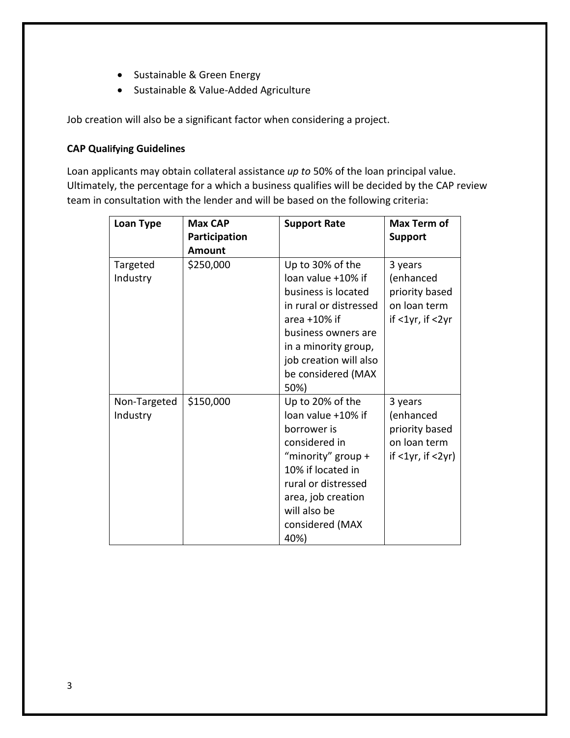- Sustainable & Green Energy
- Sustainable & Value-Added Agriculture

Job creation will also be a significant factor when considering a project.

**CAP Qualifying Guidelines**

Loan applicants may obtain collateral assistance *up to* 50% of the loan principal value. Ultimately, the percentage for a which a business qualifies will be decided by the CAP review team in consultation with the lender and will be based on the following criteria:

| **Loan Type** | **Max CAP Participation Amount** | **Support Rate** | **Max Term of Support** |
|---|---|---|---|
| Targeted Industry | $250,000 | Up to 30% of the loan value +10% if business is located in rural or distressed area +10% if business owners are in a minority group, job creation will also be considered (MAX 50%) | 3 years (enhanced priority based on loan term if <1yr, if <2yr |
| Non-Targeted Industry | $150,000 | Up to 20% of the loan value +10% if borrower is considered in "minority" group + 10% if located in rural or distressed area, job creation will also be considered (MAX 40%) | 3 years (enhanced priority based on loan term if <1yr, if <2yr) |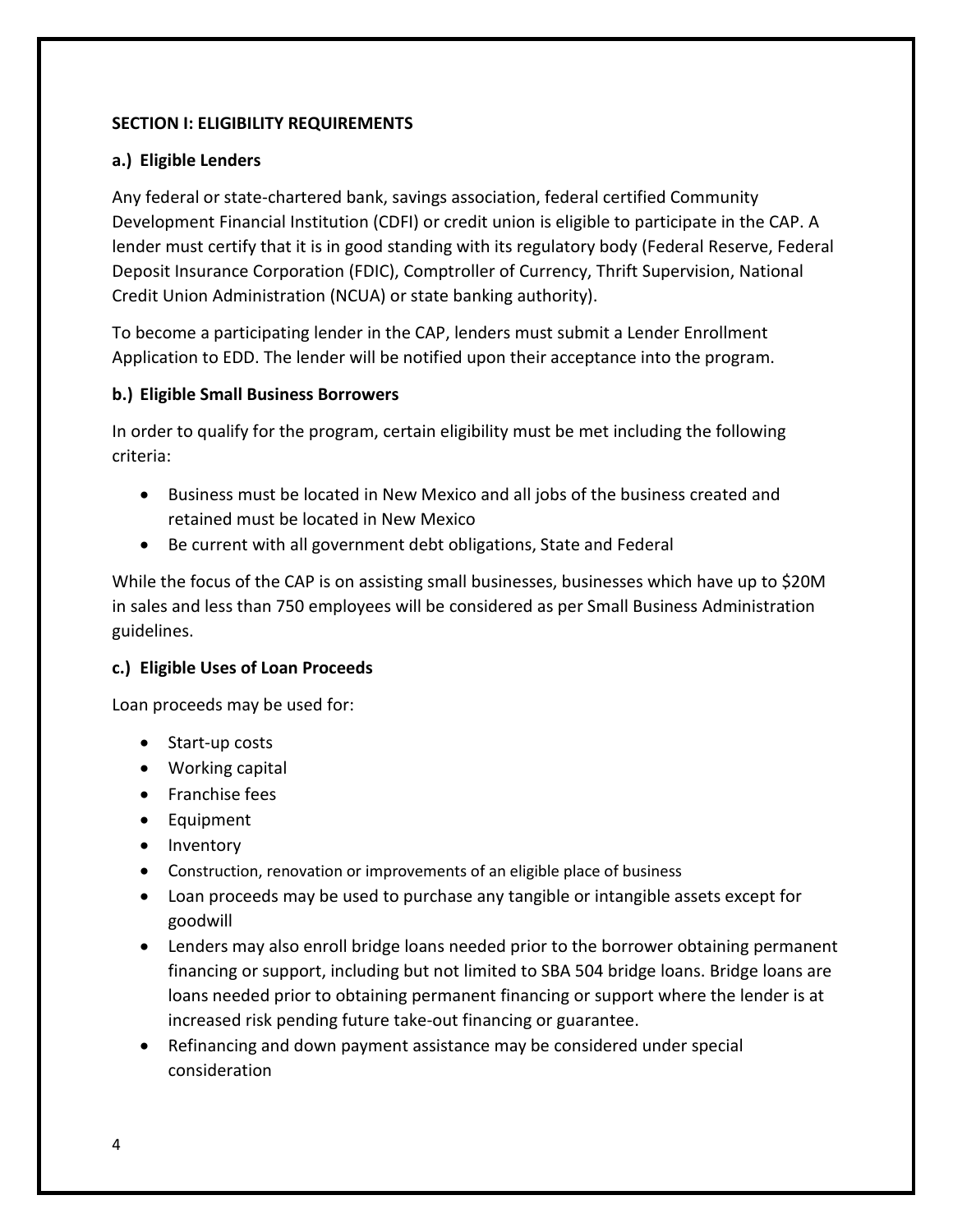## SECTION I: ELIGIBILITY REQUIREMENTS

### a.) Eligible Lenders

Any federal or state-chartered bank, savings association, federal certified Community Development Financial Institution (CDFI) or credit union is eligible to participate in the CAP. A lender must certify that it is in good standing with its regulatory body (Federal Reserve, Federal Deposit Insurance Corporation (FDIC), Comptroller of Currency, Thrift Supervision, National Credit Union Administration (NCUA) or state banking authority).

To become a participating lender in the CAP, lenders must submit a Lender Enrollment Application to EDD. The lender will be notified upon their acceptance into the program.

### b.) Eligible Small Business Borrowers

In order to qualify for the program, certain eligibility must be met including the following criteria:

- Business must be located in New Mexico and all jobs of the business created and retained must be located in New Mexico
- Be current with all government debt obligations, State and Federal

While the focus of the CAP is on assisting small businesses, businesses which have up to $20M in sales and less than 750 employees will be considered as per Small Business Administration guidelines.

### c.) Eligible Uses of Loan Proceeds

Loan proceeds may be used for:

- Start-up costs
- Working capital
- Franchise fees
- Equipment
- Inventory
- Construction, renovation or improvements of an eligible place of business
- Loan proceeds may be used to purchase any tangible or intangible assets except for goodwill
- Lenders may also enroll bridge loans needed prior to the borrower obtaining permanent financing or support, including but not limited to SBA 504 bridge loans. Bridge loans are loans needed prior to obtaining permanent financing or support where the lender is at increased risk pending future take-out financing or guarantee.
- Refinancing and down payment assistance may be considered under special consideration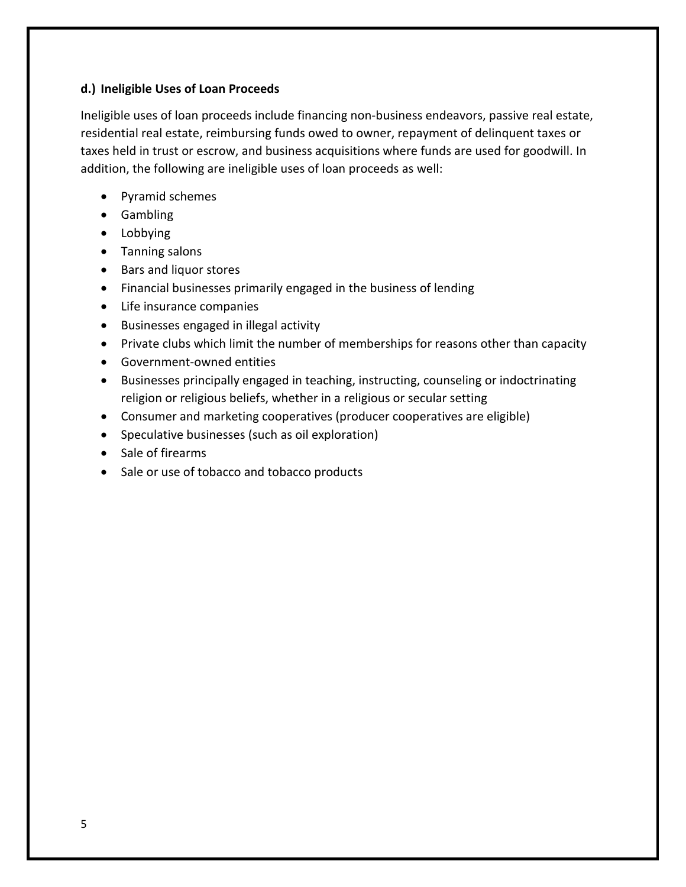### d.) Ineligible Uses of Loan Proceeds

Ineligible uses of loan proceeds include financing non-business endeavors, passive real estate, residential real estate, reimbursing funds owed to owner, repayment of delinquent taxes or taxes held in trust or escrow, and business acquisitions where funds are used for goodwill. In addition, the following are ineligible uses of loan proceeds as well:

- Pyramid schemes
- Gambling
- Lobbying
- Tanning salons
- Bars and liquor stores
- Financial businesses primarily engaged in the business of lending
- Life insurance companies
- Businesses engaged in illegal activity
- Private clubs which limit the number of memberships for reasons other than capacity
- Government-owned entities
- Businesses principally engaged in teaching, instructing, counseling or indoctrinating religion or religious beliefs, whether in a religious or secular setting
- Consumer and marketing cooperatives (producer cooperatives are eligible)
- Speculative businesses (such as oil exploration)
- Sale of firearms
- Sale or use of tobacco and tobacco products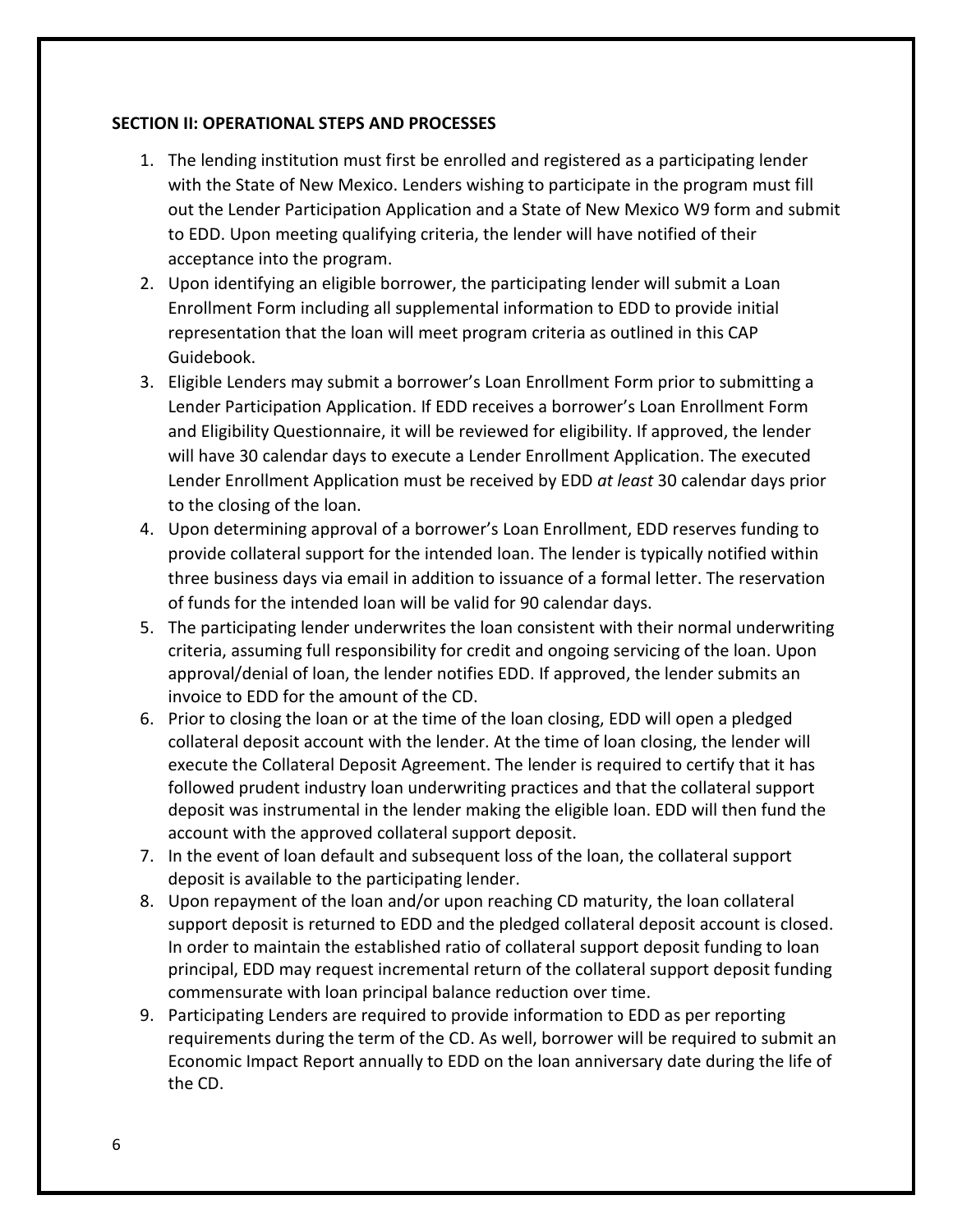**SECTION II: OPERATIONAL STEPS AND PROCESSES**

1. The lending institution must first be enrolled and registered as a participating lender with the State of New Mexico. Lenders wishing to participate in the program must fill out the Lender Participation Application and a State of New Mexico W9 form and submit to EDD. Upon meeting qualifying criteria, the lender will have notified of their acceptance into the program.
2. Upon identifying an eligible borrower, the participating lender will submit a Loan Enrollment Form including all supplemental information to EDD to provide initial representation that the loan will meet program criteria as outlined in this CAP Guidebook.
3. Eligible Lenders may submit a borrower's Loan Enrollment Form prior to submitting a Lender Participation Application. If EDD receives a borrower's Loan Enrollment Form and Eligibility Questionnaire, it will be reviewed for eligibility. If approved, the lender will have 30 calendar days to execute a Lender Enrollment Application. The executed Lender Enrollment Application must be received by EDD *at least* 30 calendar days prior to the closing of the loan.
4. Upon determining approval of a borrower's Loan Enrollment, EDD reserves funding to provide collateral support for the intended loan. The lender is typically notified within three business days via email in addition to issuance of a formal letter. The reservation of funds for the intended loan will be valid for 90 calendar days.
5. The participating lender underwrites the loan consistent with their normal underwriting criteria, assuming full responsibility for credit and ongoing servicing of the loan. Upon approval/denial of loan, the lender notifies EDD. If approved, the lender submits an invoice to EDD for the amount of the CD.
6. Prior to closing the loan or at the time of the loan closing, EDD will open a pledged collateral deposit account with the lender. At the time of loan closing, the lender will execute the Collateral Deposit Agreement. The lender is required to certify that it has followed prudent industry loan underwriting practices and that the collateral support deposit was instrumental in the lender making the eligible loan. EDD will then fund the account with the approved collateral support deposit.
7. In the event of loan default and subsequent loss of the loan, the collateral support deposit is available to the participating lender.
8. Upon repayment of the loan and/or upon reaching CD maturity, the loan collateral support deposit is returned to EDD and the pledged collateral deposit account is closed. In order to maintain the established ratio of collateral support deposit funding to loan principal, EDD may request incremental return of the collateral support deposit funding commensurate with loan principal balance reduction over time.
9. Participating Lenders are required to provide information to EDD as per reporting requirements during the term of the CD. As well, borrower will be required to submit an Economic Impact Report annually to EDD on the loan anniversary date during the life of the CD.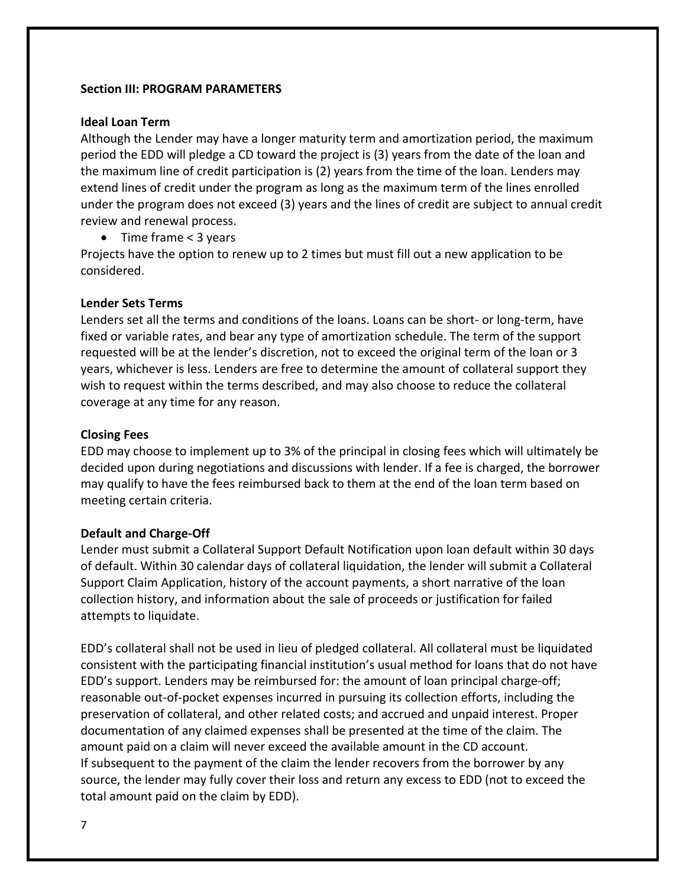**Section III: PROGRAM PARAMETERS**

**Ideal Loan Term**

Although the Lender may have a longer maturity term and amortization period, the maximum period the EDD will pledge a CD toward the project is (3) years from the date of the loan and the maximum line of credit participation is (2) years from the time of the loan. Lenders may extend lines of credit under the program as long as the maximum term of the lines enrolled under the program does not exceed (3) years and the lines of credit are subject to annual credit review and renewal process.

- Time frame < 3 years

Projects have the option to renew up to 2 times but must fill out a new application to be considered.

**Lender Sets Terms**

Lenders set all the terms and conditions of the loans. Loans can be short- or long-term, have fixed or variable rates, and bear any type of amortization schedule. The term of the support requested will be at the lender's discretion, not to exceed the original term of the loan or 3 years, whichever is less. Lenders are free to determine the amount of collateral support they wish to request within the terms described, and may also choose to reduce the collateral coverage at any time for any reason.

**Closing Fees**

EDD may choose to implement up to 3% of the principal in closing fees which will ultimately be decided upon during negotiations and discussions with lender. If a fee is charged, the borrower may qualify to have the fees reimbursed back to them at the end of the loan term based on meeting certain criteria.

**Default and Charge-Off**

Lender must submit a Collateral Support Default Notification upon loan default within 30 days of default. Within 30 calendar days of collateral liquidation, the lender will submit a Collateral Support Claim Application, history of the account payments, a short narrative of the loan collection history, and information about the sale of proceeds or justification for failed attempts to liquidate.

EDD's collateral shall not be used in lieu of pledged collateral. All collateral must be liquidated consistent with the participating financial institution's usual method for loans that do not have EDD's support. Lenders may be reimbursed for: the amount of loan principal charge-off; reasonable out-of-pocket expenses incurred in pursuing its collection efforts, including the preservation of collateral, and other related costs; and accrued and unpaid interest. Proper documentation of any claimed expenses shall be presented at the time of the claim. The amount paid on a claim will never exceed the available amount in the CD account.
If subsequent to the payment of the claim the lender recovers from the borrower by any source, the lender may fully cover their loss and return any excess to EDD (not to exceed the total amount paid on the claim by EDD).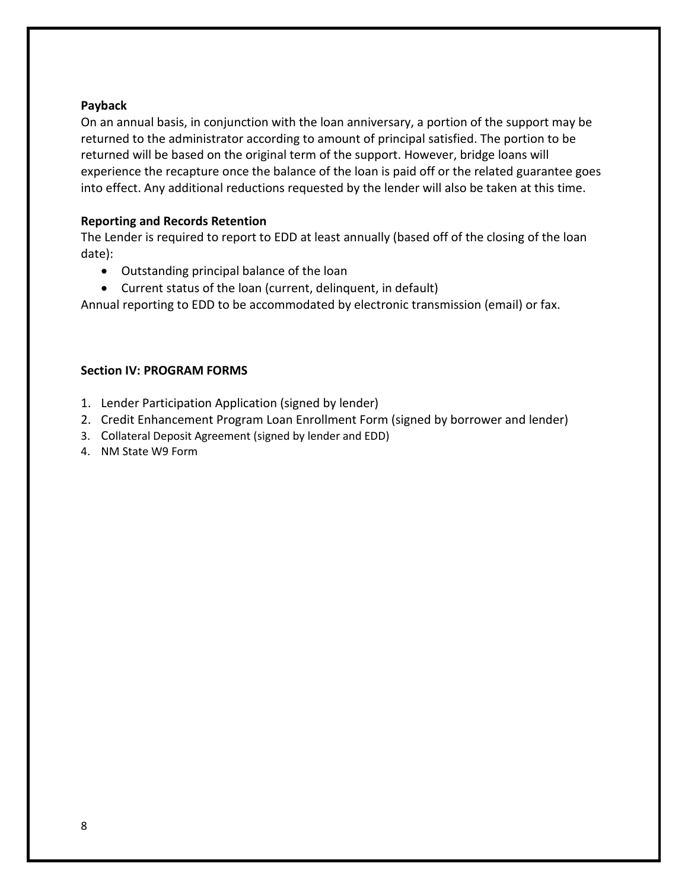**Payback**

On an annual basis, in conjunction with the loan anniversary, a portion of the support may be returned to the administrator according to amount of principal satisfied. The portion to be returned will be based on the original term of the support. However, bridge loans will experience the recapture once the balance of the loan is paid off or the related guarantee goes into effect. Any additional reductions requested by the lender will also be taken at this time.

**Reporting and Records Retention**

The Lender is required to report to EDD at least annually (based off of the closing of the loan date):

- Outstanding principal balance of the loan
- Current status of the loan (current, delinquent, in default)

Annual reporting to EDD to be accommodated by electronic transmission (email) or fax.

**Section IV: PROGRAM FORMS**

1. Lender Participation Application (signed by lender)
2. Credit Enhancement Program Loan Enrollment Form (signed by borrower and lender)
3. Collateral Deposit Agreement (signed by lender and EDD)
4. NM State W9 Form